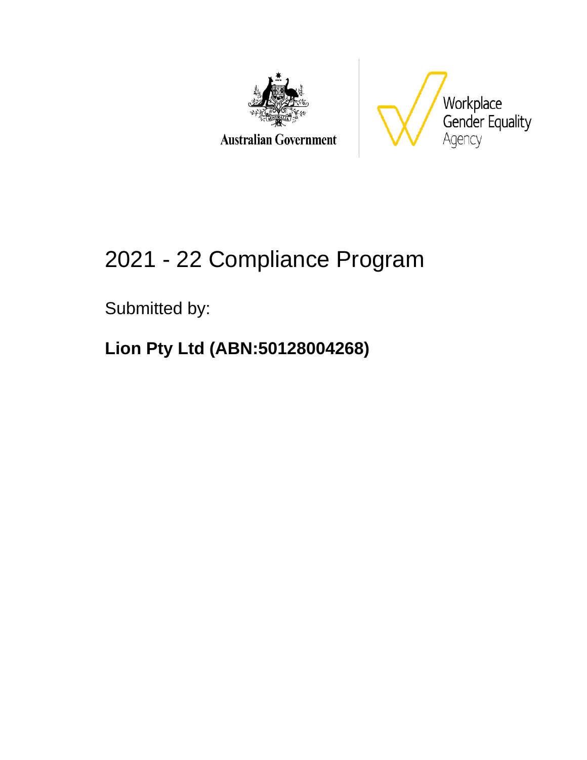Australian Government

Workplace Gender Equality Agency

# 2021 - 22 Compliance Program

Submitted by:

**Lion Pty Ltd (ABN:50128004268)**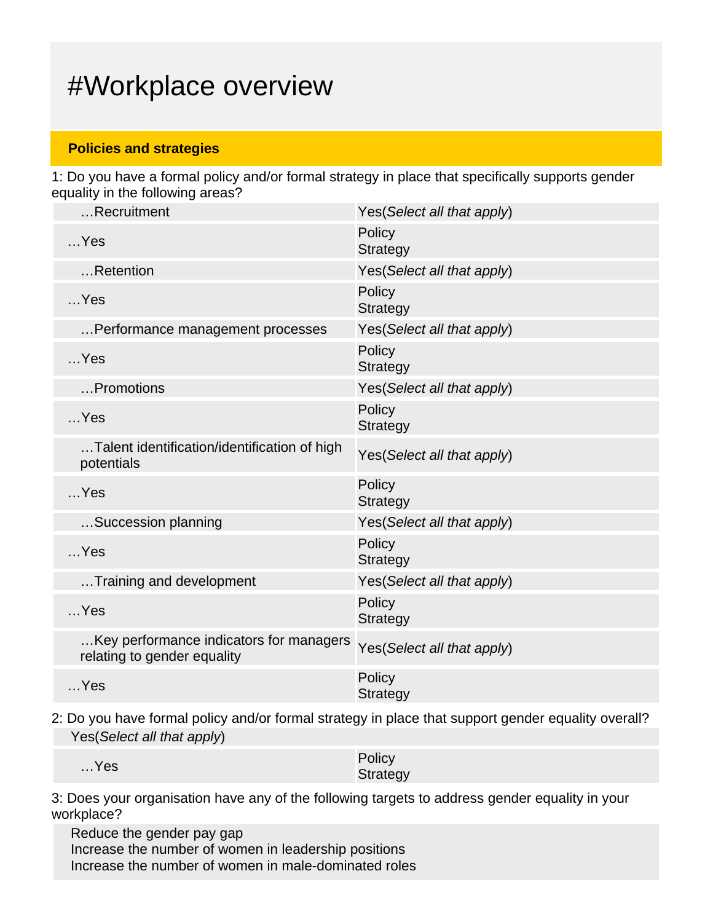# #Workplace overview

## Policies and strategies

1: Do you have a formal policy and/or formal strategy in place that specifically supports gender equality in the following areas?

| | |
|---|---|
| …Recruitment | Yes(*Select all that apply*) |
| …Yes | Policy<br>Strategy |
| …Retention | Yes(*Select all that apply*) |
| …Yes | Policy<br>Strategy |
| …Performance management processes | Yes(*Select all that apply*) |
| …Yes | Policy<br>Strategy |
| …Promotions | Yes(*Select all that apply*) |
| …Yes | Policy<br>Strategy |
| …Talent identification/identification of high potentials | Yes(*Select all that apply*) |
| …Yes | Policy<br>Strategy |
| …Succession planning | Yes(*Select all that apply*) |
| …Yes | Policy<br>Strategy |
| …Training and development | Yes(*Select all that apply*) |
| …Yes | Policy<br>Strategy |
| …Key performance indicators for managers relating to gender equality | Yes(*Select all that apply*) |
| …Yes | Policy<br>Strategy |

2: Do you have formal policy and/or formal strategy in place that support gender equality overall?

Yes(*Select all that apply*)

| | |
|---|---|
| …Yes | Policy<br>Strategy |

3: Does your organisation have any of the following targets to address gender equality in your workplace?

Reduce the gender pay gap
Increase the number of women in leadership positions
Increase the number of women in male-dominated roles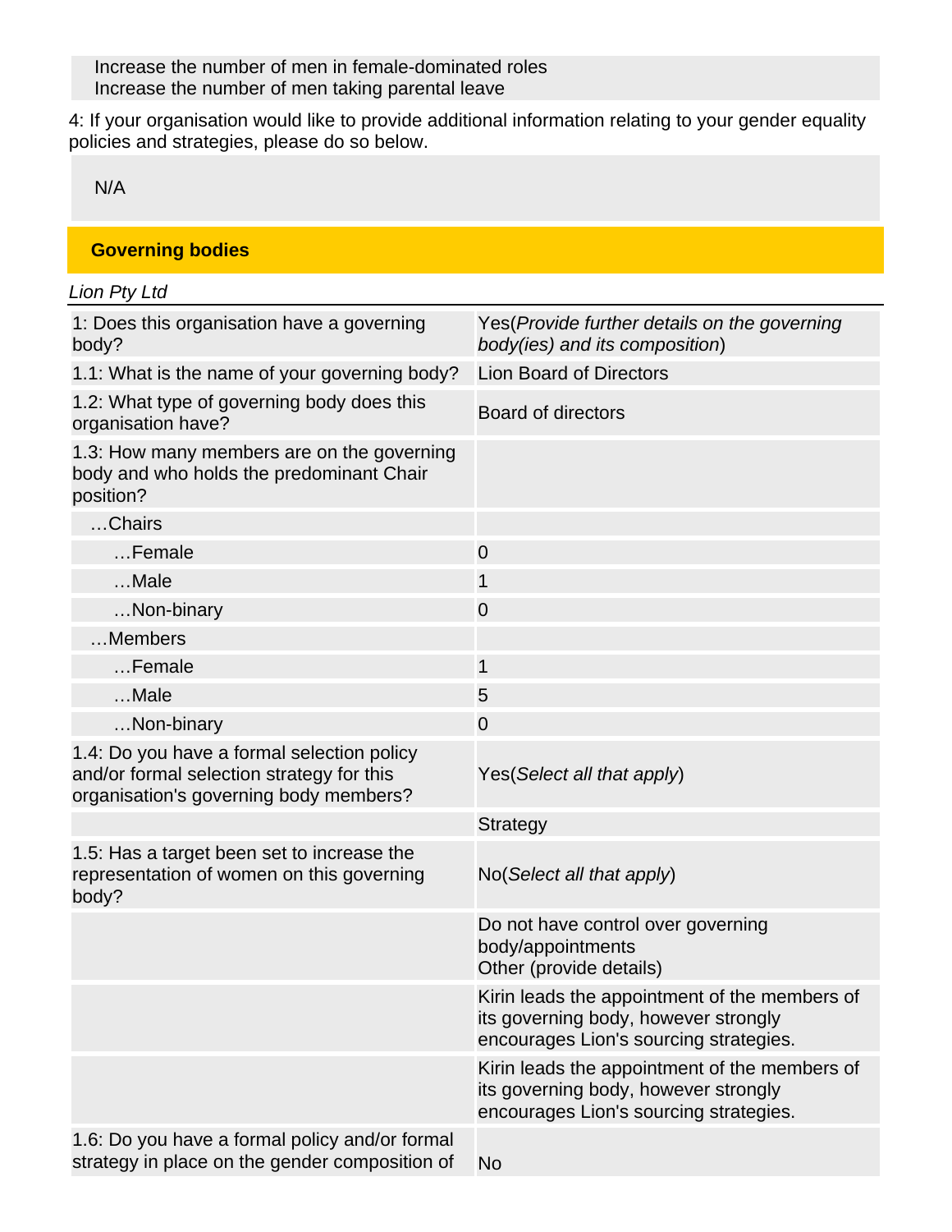Increase the number of men in female-dominated roles
Increase the number of men taking parental leave

4: If your organisation would like to provide additional information relating to your gender equality policies and strategies, please do so below.

N/A

## Governing bodies

*Lion Pty Ltd*

| | |
|---|---|
| 1: Does this organisation have a governing body? | Yes(*Provide further details on the governing body(ies) and its composition*) |
| 1.1: What is the name of your governing body? | Lion Board of Directors |
| 1.2: What type of governing body does this organisation have? | Board of directors |
| 1.3: How many members are on the governing body and who holds the predominant Chair position? | |
| …Chairs | |
| …Female | 0 |
| …Male | 1 |
| …Non-binary | 0 |
| …Members | |
| …Female | 1 |
| …Male | 5 |
| …Non-binary | 0 |
| 1.4: Do you have a formal selection policy and/or formal selection strategy for this organisation's governing body members? | Yes(*Select all that apply*) |
| | Strategy |
| 1.5: Has a target been set to increase the representation of women on this governing body? | No(*Select all that apply*) |
| | Do not have control over governing body/appointments<br>Other (provide details) |
| | Kirin leads the appointment of the members of its governing body, however strongly encourages Lion's sourcing strategies. |
| | Kirin leads the appointment of the members of its governing body, however strongly encourages Lion's sourcing strategies. |
| 1.6: Do you have a formal policy and/or formal strategy in place on the gender composition of | No |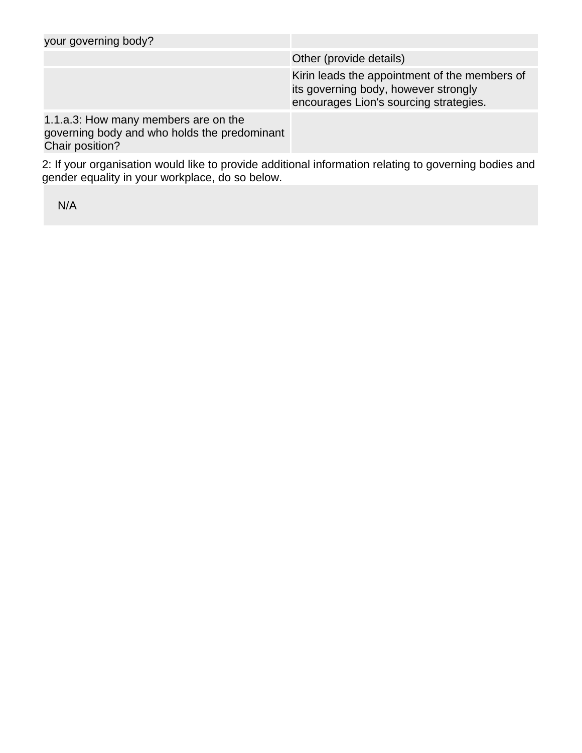| | |
|---|---|
| your governing body? | |
| | Other (provide details) |
| | Kirin leads the appointment of the members of its governing body, however strongly encourages Lion's sourcing strategies. |
| 1.1.a.3: How many members are on the governing body and who holds the predominant Chair position? | |

2: If your organisation would like to provide additional information relating to governing bodies and gender equality in your workplace, do so below.

N/A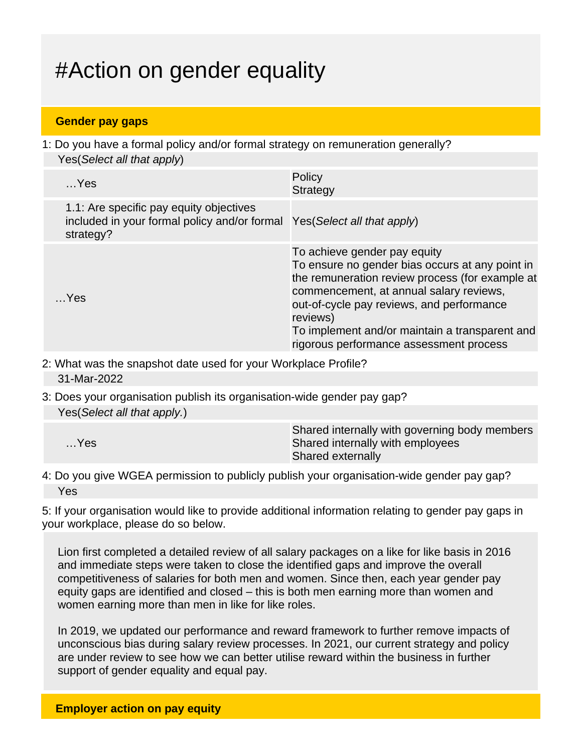# #Action on gender equality

## Gender pay gaps

1: Do you have a formal policy and/or formal strategy on remuneration generally?

Yes(*Select all that apply*)

| | |
|---|---|
| …Yes | Policy<br>Strategy |
| 1.1: Are specific pay equity objectives included in your formal policy and/or formal strategy? | Yes(*Select all that apply*) |
| …Yes | To achieve gender pay equity<br>To ensure no gender bias occurs at any point in the remuneration review process (for example at commencement, at annual salary reviews, out-of-cycle pay reviews, and performance reviews)<br>To implement and/or maintain a transparent and rigorous performance assessment process |

2: What was the snapshot date used for your Workplace Profile?

31-Mar-2022

3: Does your organisation publish its organisation-wide gender pay gap?

Yes(*Select all that apply.*)

| | |
|---|---|
| …Yes | Shared internally with governing body members<br>Shared internally with employees<br>Shared externally |

4: Do you give WGEA permission to publicly publish your organisation-wide gender pay gap?

Yes

5: If your organisation would like to provide additional information relating to gender pay gaps in your workplace, please do so below.

Lion first completed a detailed review of all salary packages on a like for like basis in 2016 and immediate steps were taken to close the identified gaps and improve the overall competitiveness of salaries for both men and women. Since then, each year gender pay equity gaps are identified and closed – this is both men earning more than women and women earning more than men in like for like roles.

In 2019, we updated our performance and reward framework to further remove impacts of unconscious bias during salary review processes. In 2021, our current strategy and policy are under review to see how we can better utilise reward within the business in further support of gender equality and equal pay.

## Employer action on pay equity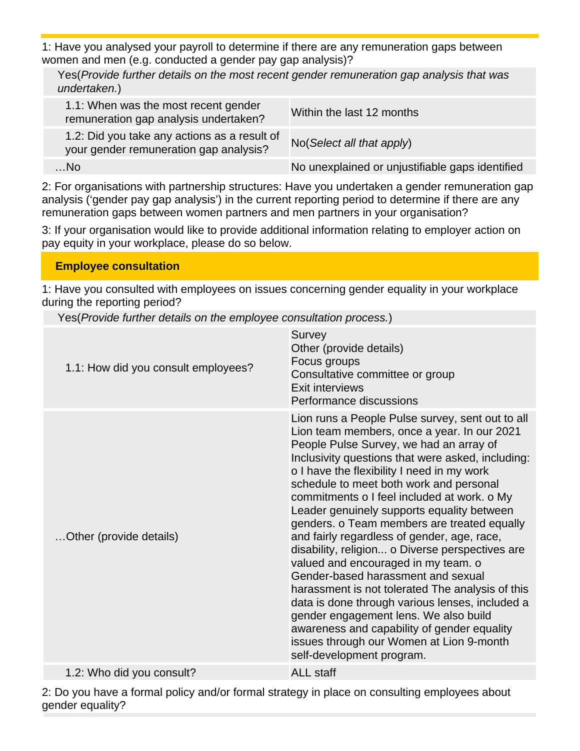1: Have you analysed your payroll to determine if there are any remuneration gaps between women and men (e.g. conducted a gender pay gap analysis)?

Yes(*Provide further details on the most recent gender remuneration gap analysis that was undertaken.*)

| | |
|---|---|
| 1.1: When was the most recent gender remuneration gap analysis undertaken? | Within the last 12 months |
| 1.2: Did you take any actions as a result of your gender remuneration gap analysis? | No(*Select all that apply*) |
| …No | No unexplained or unjustifiable gaps identified |

2: For organisations with partnership structures: Have you undertaken a gender remuneration gap analysis ('gender pay gap analysis') in the current reporting period to determine if there are any remuneration gaps between women partners and men partners in your organisation?

3: If your organisation would like to provide additional information relating to employer action on pay equity in your workplace, please do so below.

## Employee consultation

1: Have you consulted with employees on issues concerning gender equality in your workplace during the reporting period?

Yes(*Provide further details on the employee consultation process.*)

| | |
|---|---|
| 1.1: How did you consult employees? | Survey<br>Other (provide details)<br>Focus groups<br>Consultative committee or group<br>Exit interviews<br>Performance discussions |
| …Other (provide details) | Lion runs a People Pulse survey, sent out to all Lion team members, once a year. In our 2021 People Pulse Survey, we had an array of Inclusivity questions that were asked, including: o I have the flexibility I need in my work schedule to meet both work and personal commitments o I feel included at work. o My Leader genuinely supports equality between genders. o Team members are treated equally and fairly regardless of gender, age, race, disability, religion... o Diverse perspectives are valued and encouraged in my team. o Gender-based harassment and sexual harassment is not tolerated The analysis of this data is done through various lenses, included a gender engagement lens. We also build awareness and capability of gender equality issues through our Women at Lion 9-month self-development program. |
| 1.2: Who did you consult? | ALL staff |

2: Do you have a formal policy and/or formal strategy in place on consulting employees about gender equality?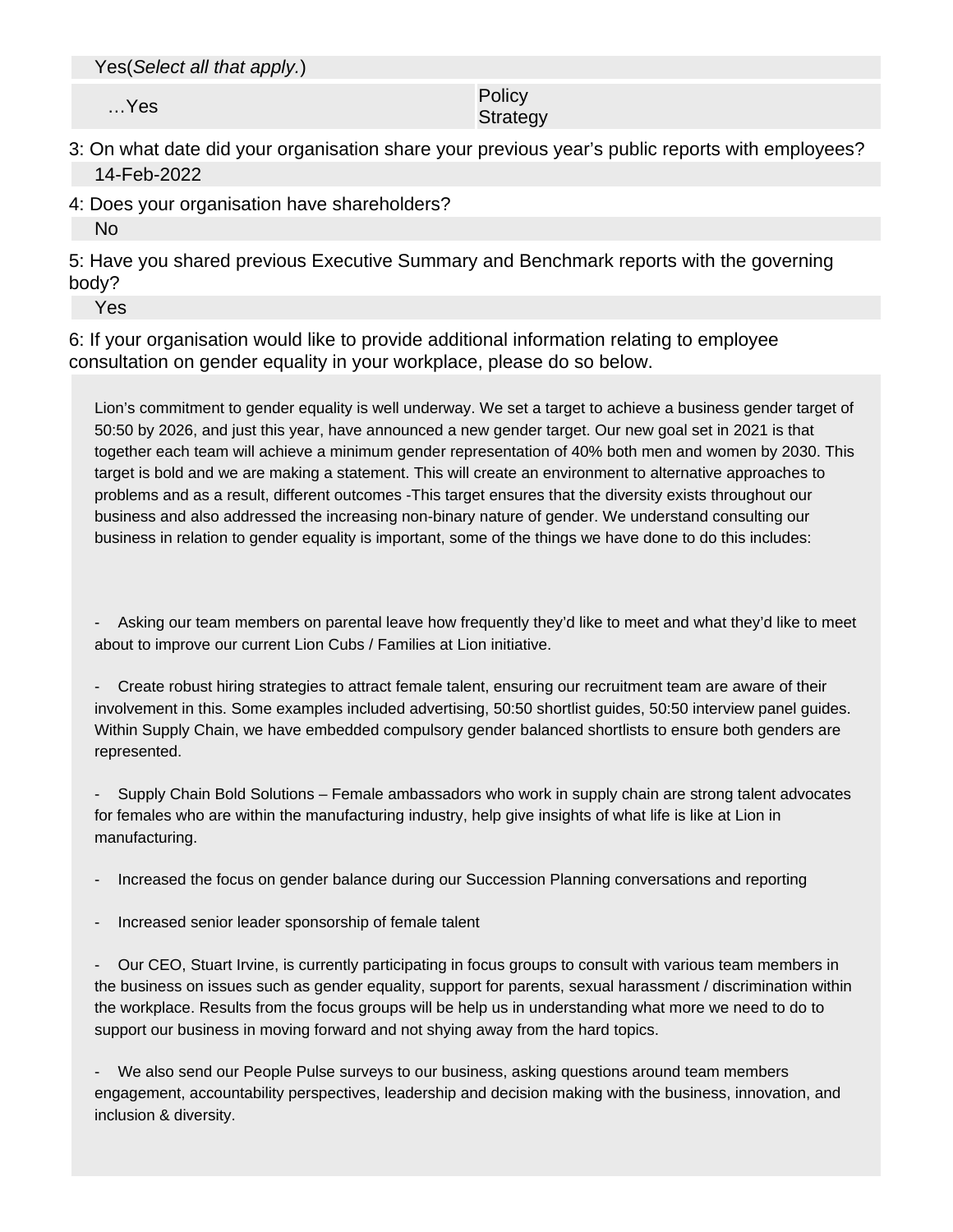Yes(*Select all that apply.*)

| …Yes | Policy<br>Strategy |
|---|---|

3: On what date did your organisation share your previous year's public reports with employees?

14-Feb-2022

4: Does your organisation have shareholders?

No

5: Have you shared previous Executive Summary and Benchmark reports with the governing body?

Yes

6: If your organisation would like to provide additional information relating to employee consultation on gender equality in your workplace, please do so below.

Lion's commitment to gender equality is well underway. We set a target to achieve a business gender target of 50:50 by 2026, and just this year, have announced a new gender target. Our new goal set in 2021 is that together each team will achieve a minimum gender representation of 40% both men and women by 2030. This target is bold and we are making a statement. This will create an environment to alternative approaches to problems and as a result, different outcomes -This target ensures that the diversity exists throughout our business and also addressed the increasing non-binary nature of gender. We understand consulting our business in relation to gender equality is important, some of the things we have done to do this includes:

- Asking our team members on parental leave how frequently they'd like to meet and what they'd like to meet about to improve our current Lion Cubs / Families at Lion initiative.

- Create robust hiring strategies to attract female talent, ensuring our recruitment team are aware of their involvement in this. Some examples included advertising, 50:50 shortlist guides, 50:50 interview panel guides. Within Supply Chain, we have embedded compulsory gender balanced shortlists to ensure both genders are represented.

- Supply Chain Bold Solutions – Female ambassadors who work in supply chain are strong talent advocates for females who are within the manufacturing industry, help give insights of what life is like at Lion in manufacturing.

- Increased the focus on gender balance during our Succession Planning conversations and reporting

- Increased senior leader sponsorship of female talent

- Our CEO, Stuart Irvine, is currently participating in focus groups to consult with various team members in the business on issues such as gender equality, support for parents, sexual harassment / discrimination within the workplace. Results from the focus groups will be help us in understanding what more we need to do to support our business in moving forward and not shying away from the hard topics.

- We also send our People Pulse surveys to our business, asking questions around team members engagement, accountability perspectives, leadership and decision making with the business, innovation, and inclusion & diversity.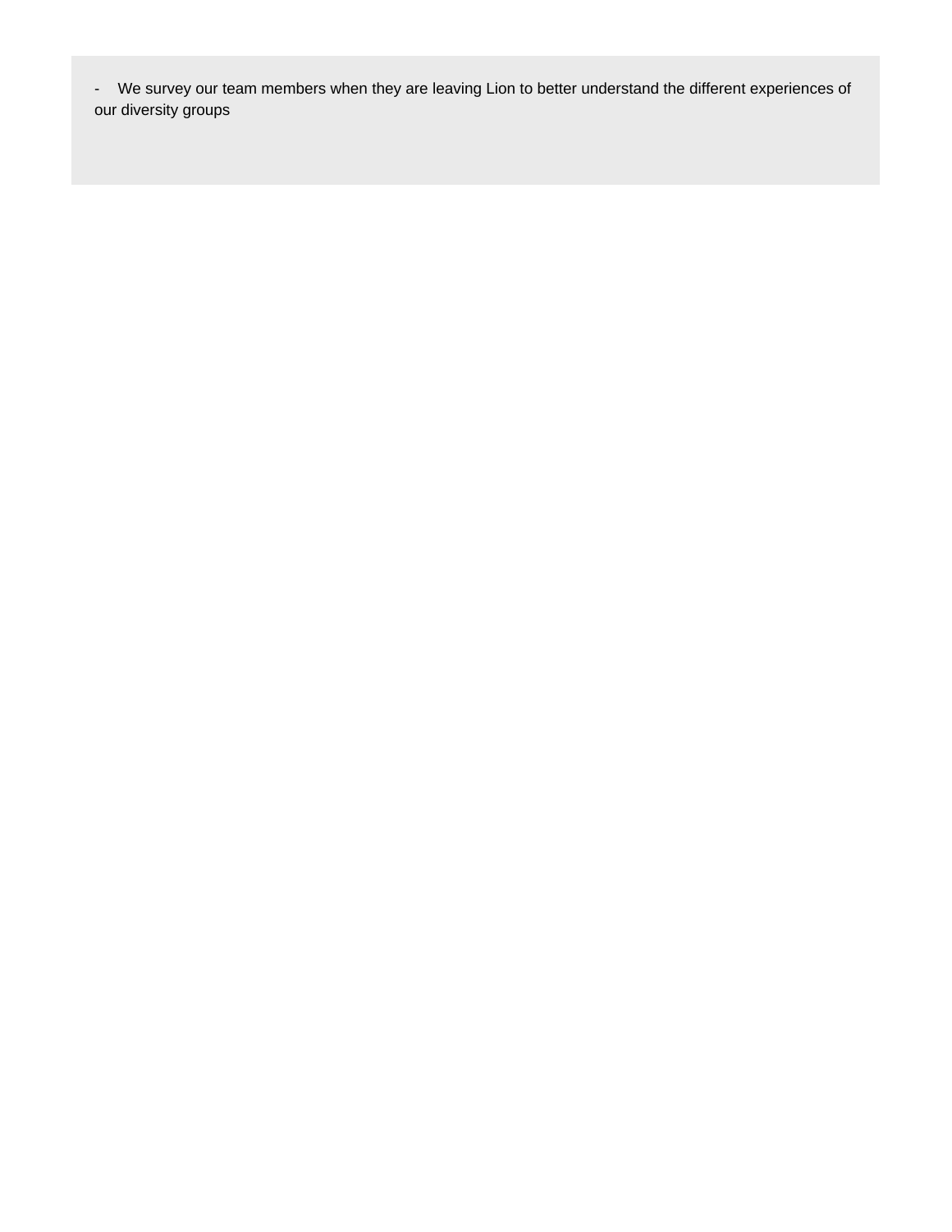- We survey our team members when they are leaving Lion to better understand the different experiences of our diversity groups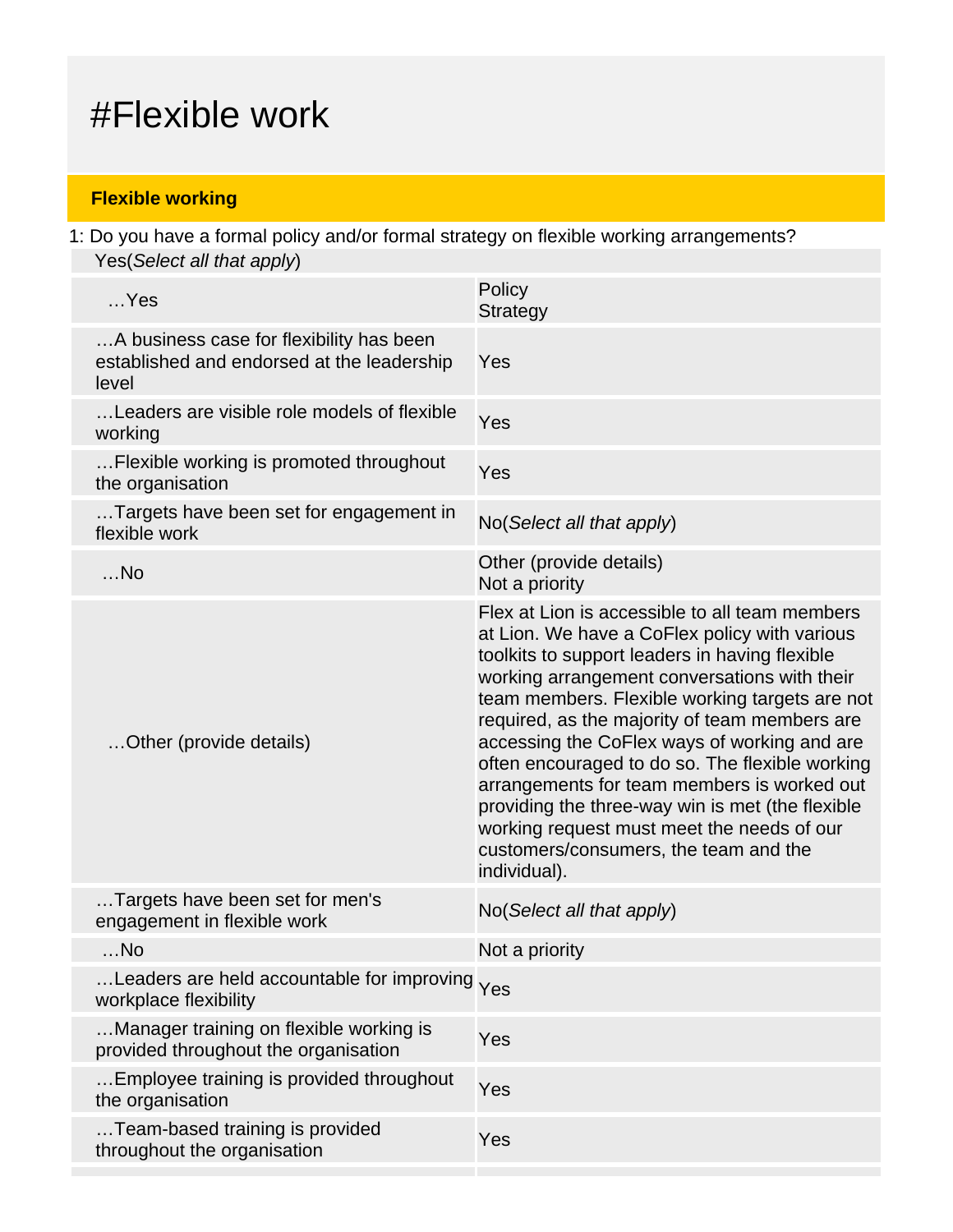# #Flexible work

## Flexible working

1: Do you have a formal policy and/or formal strategy on flexible working arrangements?

Yes(*Select all that apply*)

| | |
|---|---|
| …Yes | Policy<br>Strategy |
| …A business case for flexibility has been established and endorsed at the leadership level | Yes |
| …Leaders are visible role models of flexible working | Yes |
| …Flexible working is promoted throughout the organisation | Yes |
| …Targets have been set for engagement in flexible work | No(*Select all that apply*) |
| …No | Other (provide details)<br>Not a priority |
| …Other (provide details) | Flex at Lion is accessible to all team members at Lion. We have a CoFlex policy with various toolkits to support leaders in having flexible working arrangement conversations with their team members. Flexible working targets are not required, as the majority of team members are accessing the CoFlex ways of working and are often encouraged to do so. The flexible working arrangements for team members is worked out providing the three-way win is met (the flexible working request must meet the needs of our customers/consumers, the team and the individual). |
| …Targets have been set for men's engagement in flexible work | No(*Select all that apply*) |
| …No | Not a priority |
| …Leaders are held accountable for improving workplace flexibility | Yes |
| …Manager training on flexible working is provided throughout the organisation | Yes |
| …Employee training is provided throughout the organisation | Yes |
| …Team-based training is provided throughout the organisation | Yes |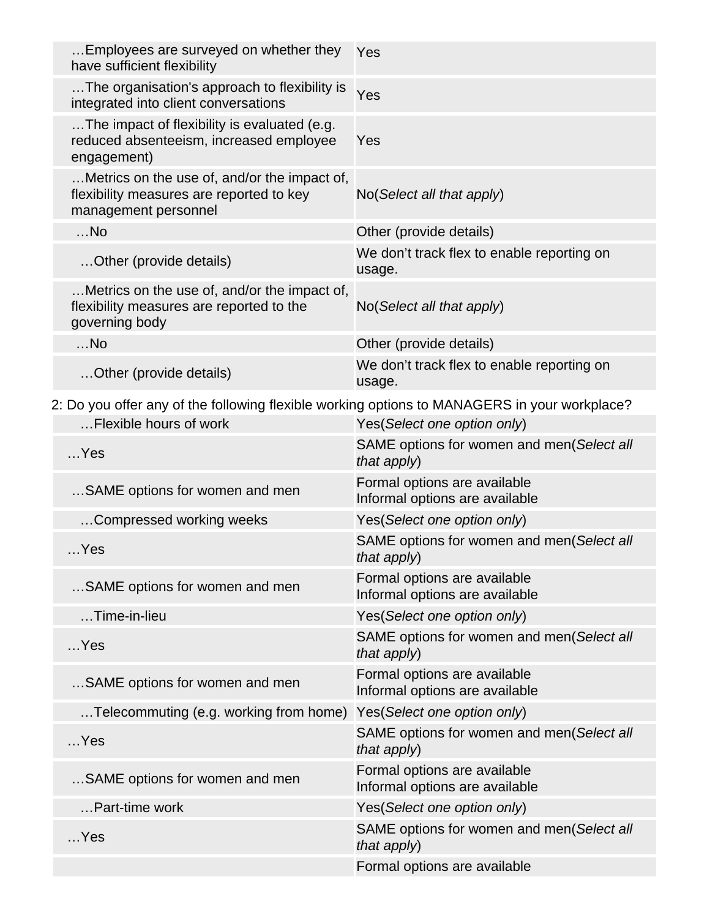| | |
|---|---|
| …Employees are surveyed on whether they have sufficient flexibility | Yes |
| …The organisation's approach to flexibility is integrated into client conversations | Yes |
| …The impact of flexibility is evaluated (e.g. reduced absenteeism, increased employee engagement) | Yes |
| …Metrics on the use of, and/or the impact of, flexibility measures are reported to key management personnel | No(*Select all that apply*) |
| …No | Other (provide details) |
| …Other (provide details) | We don't track flex to enable reporting on usage. |
| …Metrics on the use of, and/or the impact of, flexibility measures are reported to the governing body | No(*Select all that apply*) |
| …No | Other (provide details) |
| …Other (provide details) | We don't track flex to enable reporting on usage. |

2: Do you offer any of the following flexible working options to MANAGERS in your workplace?

| | |
|---|---|
| …Flexible hours of work | Yes(*Select one option only*) |
| …Yes | SAME options for women and men(*Select all that apply*) |
| …SAME options for women and men | Formal options are available<br>Informal options are available |
| …Compressed working weeks | Yes(*Select one option only*) |
| …Yes | SAME options for women and men(*Select all that apply*) |
| …SAME options for women and men | Formal options are available<br>Informal options are available |
| …Time-in-lieu | Yes(*Select one option only*) |
| …Yes | SAME options for women and men(*Select all that apply*) |
| …SAME options for women and men | Formal options are available<br>Informal options are available |
| …Telecommuting (e.g. working from home) | Yes(*Select one option only*) |
| …Yes | SAME options for women and men(*Select all that apply*) |
| …SAME options for women and men | Formal options are available<br>Informal options are available |
| …Part-time work | Yes(*Select one option only*) |
| …Yes | SAME options for women and men(*Select all that apply*) |
| | Formal options are available |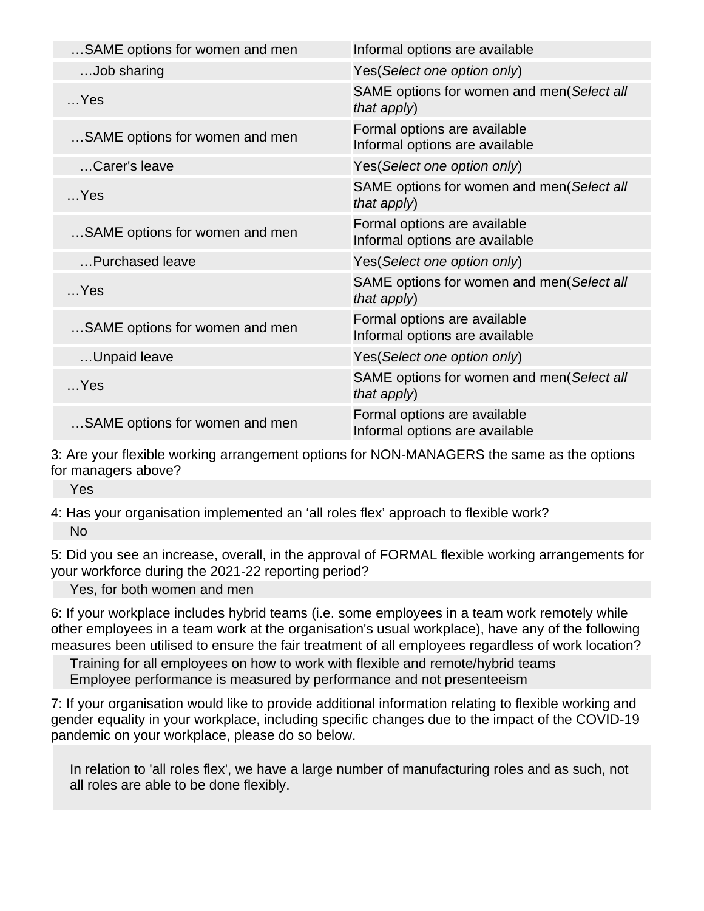| | |
|---|---|
| …SAME options for women and men | Informal options are available |
| …Job sharing | Yes(*Select one option only*) |
| …Yes | SAME options for women and men(*Select all that apply*) |
| …SAME options for women and men | Formal options are available<br>Informal options are available |
| …Carer's leave | Yes(*Select one option only*) |
| …Yes | SAME options for women and men(*Select all that apply*) |
| …SAME options for women and men | Formal options are available<br>Informal options are available |
| …Purchased leave | Yes(*Select one option only*) |
| …Yes | SAME options for women and men(*Select all that apply*) |
| …SAME options for women and men | Formal options are available<br>Informal options are available |
| …Unpaid leave | Yes(*Select one option only*) |
| …Yes | SAME options for women and men(*Select all that apply*) |
| …SAME options for women and men | Formal options are available<br>Informal options are available |

3: Are your flexible working arrangement options for NON-MANAGERS the same as the options for managers above?

Yes

4: Has your organisation implemented an 'all roles flex' approach to flexible work?

No

5: Did you see an increase, overall, in the approval of FORMAL flexible working arrangements for your workforce during the 2021-22 reporting period?

Yes, for both women and men

6: If your workplace includes hybrid teams (i.e. some employees in a team work remotely while other employees in a team work at the organisation's usual workplace), have any of the following measures been utilised to ensure the fair treatment of all employees regardless of work location?

Training for all employees on how to work with flexible and remote/hybrid teams
Employee performance is measured by performance and not presenteeism

7: If your organisation would like to provide additional information relating to flexible working and gender equality in your workplace, including specific changes due to the impact of the COVID-19 pandemic on your workplace, please do so below.

In relation to 'all roles flex', we have a large number of manufacturing roles and as such, not all roles are able to be done flexibly.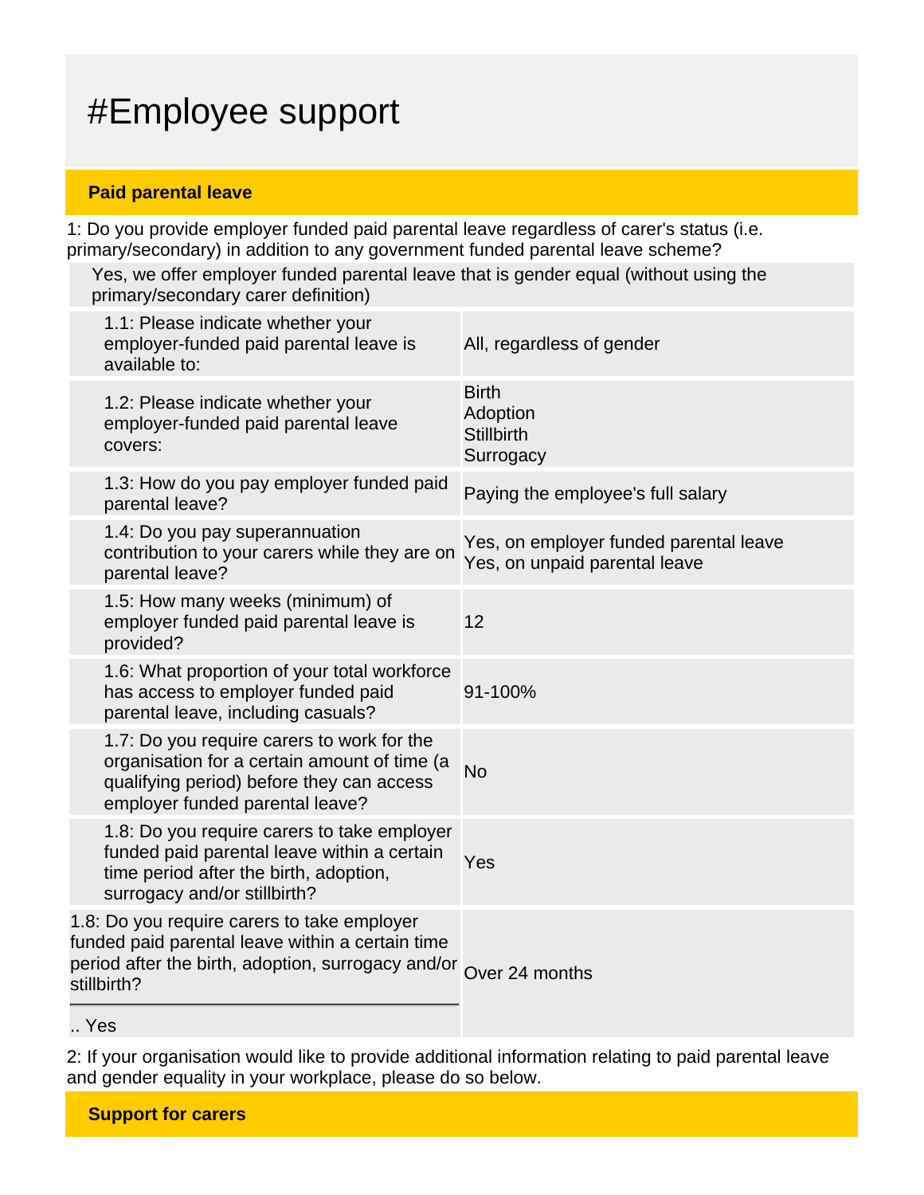# #Employee support

**Paid parental leave**

1: Do you provide employer funded paid parental leave regardless of carer's status (i.e. primary/secondary) in addition to any government funded parental leave scheme?

Yes, we offer employer funded parental leave that is gender equal (without using the primary/secondary carer definition)

| Question | Response |
|---|---|
| 1.1: Please indicate whether your employer-funded paid parental leave is available to: | All, regardless of gender |
| 1.2: Please indicate whether your employer-funded paid parental leave covers: | Birth<br>Adoption<br>Stillbirth<br>Surrogacy |
| 1.3: How do you pay employer funded paid parental leave? | Paying the employee's full salary |
| 1.4: Do you pay superannuation contribution to your carers while they are on parental leave? | Yes, on employer funded parental leave<br>Yes, on unpaid parental leave |
| 1.5: How many weeks (minimum) of employer funded paid parental leave is provided? | 12 |
| 1.6: What proportion of your total workforce has access to employer funded paid parental leave, including casuals? | 91-100% |
| 1.7: Do you require carers to work for the organisation for a certain amount of time (a qualifying period) before they can access employer funded parental leave? | No |
| 1.8: Do you require carers to take employer funded paid parental leave within a certain time period after the birth, adoption, surrogacy and/or stillbirth? | Yes |
| 1.8: Do you require carers to take employer funded paid parental leave within a certain time period after the birth, adoption, surrogacy and/or stillbirth?<br>.. Yes | Over 24 months |

2: If your organisation would like to provide additional information relating to paid parental leave and gender equality in your workplace, please do so below.

**Support for carers**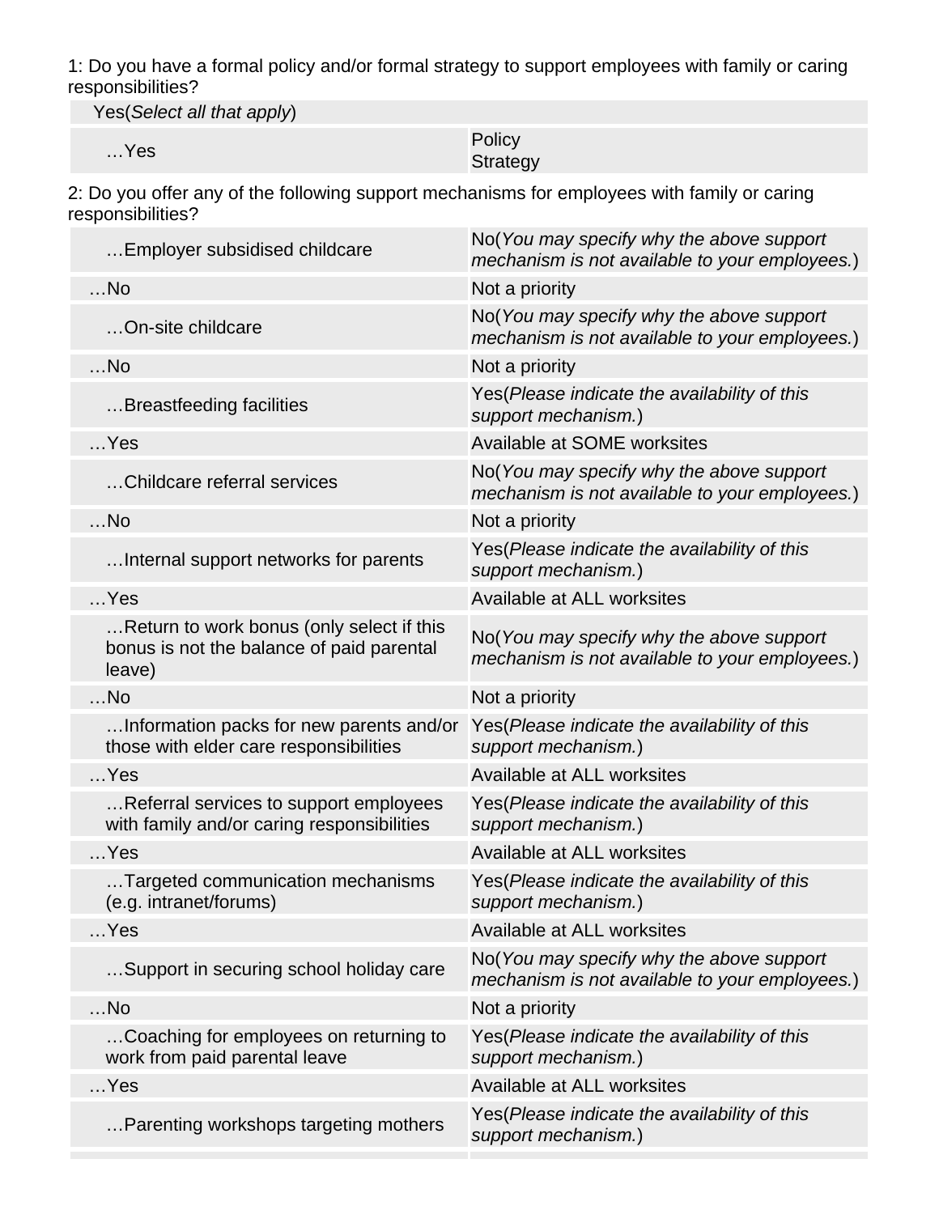1: Do you have a formal policy and/or formal strategy to support employees with family or caring responsibilities?

| Yes(*Select all that apply*) | |
|---|---|
| …Yes | Policy<br>Strategy |

2: Do you offer any of the following support mechanisms for employees with family or caring responsibilities?

| | |
|---|---|
| …Employer subsidised childcare | No(*You may specify why the above support mechanism is not available to your employees.*) |
| …No | Not a priority |
| …On-site childcare | No(*You may specify why the above support mechanism is not available to your employees.*) |
| …No | Not a priority |
| …Breastfeeding facilities | Yes(*Please indicate the availability of this support mechanism.*) |
| …Yes | Available at SOME worksites |
| …Childcare referral services | No(*You may specify why the above support mechanism is not available to your employees.*) |
| …No | Not a priority |
| …Internal support networks for parents | Yes(*Please indicate the availability of this support mechanism.*) |
| …Yes | Available at ALL worksites |
| …Return to work bonus (only select if this bonus is not the balance of paid parental leave) | No(*You may specify why the above support mechanism is not available to your employees.*) |
| …No | Not a priority |
| …Information packs for new parents and/or those with elder care responsibilities | Yes(*Please indicate the availability of this support mechanism.*) |
| …Yes | Available at ALL worksites |
| …Referral services to support employees with family and/or caring responsibilities | Yes(*Please indicate the availability of this support mechanism.*) |
| …Yes | Available at ALL worksites |
| …Targeted communication mechanisms (e.g. intranet/forums) | Yes(*Please indicate the availability of this support mechanism.*) |
| …Yes | Available at ALL worksites |
| …Support in securing school holiday care | No(*You may specify why the above support mechanism is not available to your employees.*) |
| …No | Not a priority |
| …Coaching for employees on returning to work from paid parental leave | Yes(*Please indicate the availability of this support mechanism.*) |
| …Yes | Available at ALL worksites |
| …Parenting workshops targeting mothers | Yes(*Please indicate the availability of this support mechanism.*) |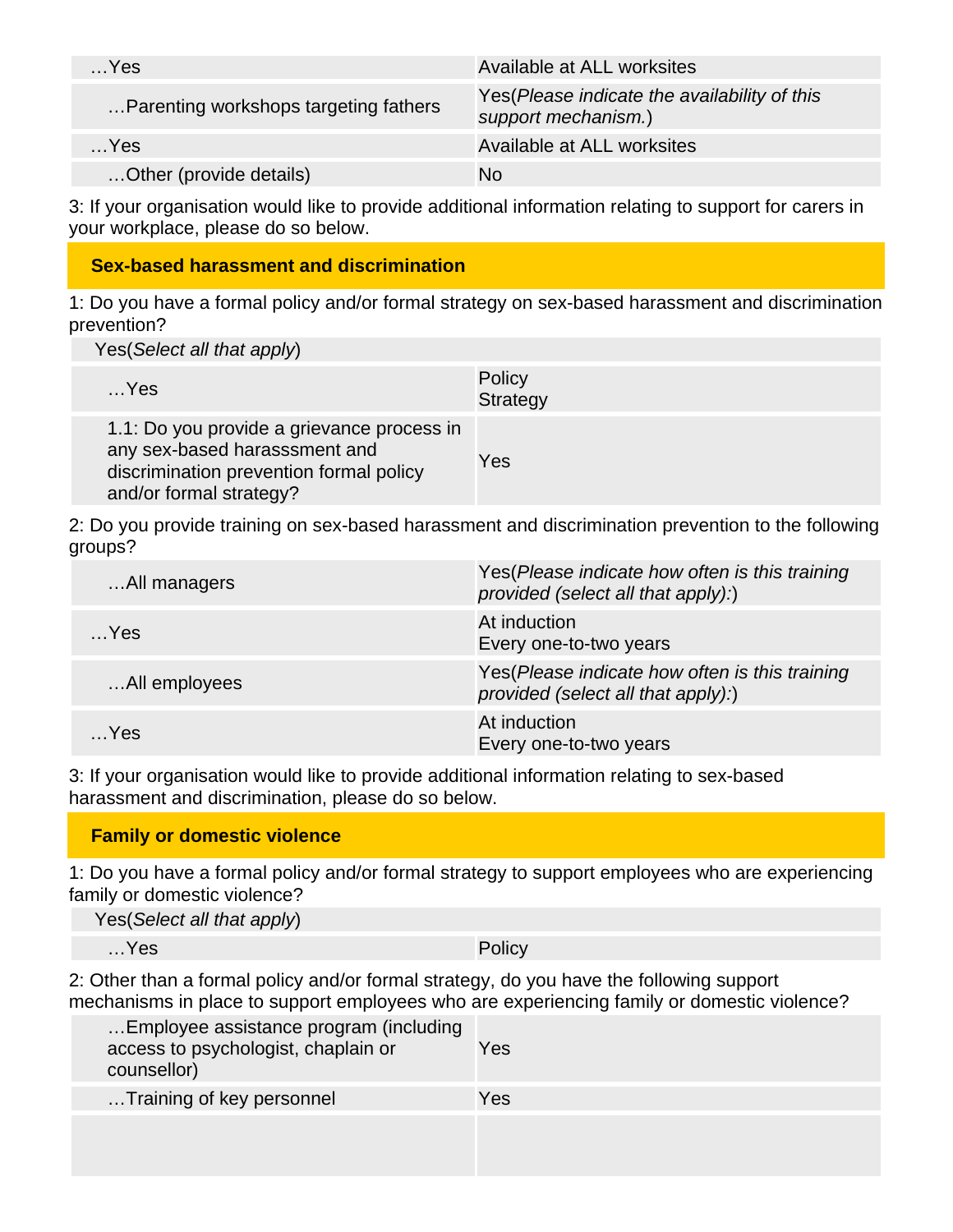| | |
|---|---|
| …Yes | Available at ALL worksites |
| …Parenting workshops targeting fathers | Yes(*Please indicate the availability of this support mechanism.*) |
| …Yes | Available at ALL worksites |
| …Other (provide details) | No |

3: If your organisation would like to provide additional information relating to support for carers in your workplace, please do so below.

## Sex-based harassment and discrimination

1: Do you have a formal policy and/or formal strategy on sex-based harassment and discrimination prevention?

| Yes(*Select all that apply*) | |
|---|---|
| …Yes | Policy<br>Strategy |
| 1.1: Do you provide a grievance process in any sex-based harasssment and discrimination prevention formal policy and/or formal strategy? | Yes |

2: Do you provide training on sex-based harassment and discrimination prevention to the following groups?

| | |
|---|---|
| …All managers | Yes(*Please indicate how often is this training provided (select all that apply):*) |
| …Yes | At induction<br>Every one-to-two years |
| …All employees | Yes(*Please indicate how often is this training provided (select all that apply):*) |
| …Yes | At induction<br>Every one-to-two years |

3: If your organisation would like to provide additional information relating to sex-based harassment and discrimination, please do so below.

## Family or domestic violence

1: Do you have a formal policy and/or formal strategy to support employees who are experiencing family or domestic violence?

| Yes(*Select all that apply*) | |
|---|---|
| …Yes | Policy |

2: Other than a formal policy and/or formal strategy, do you have the following support mechanisms in place to support employees who are experiencing family or domestic violence?

| | |
|---|---|
| …Employee assistance program (including access to psychologist, chaplain or counsellor) | Yes |
| …Training of key personnel | Yes |
| | |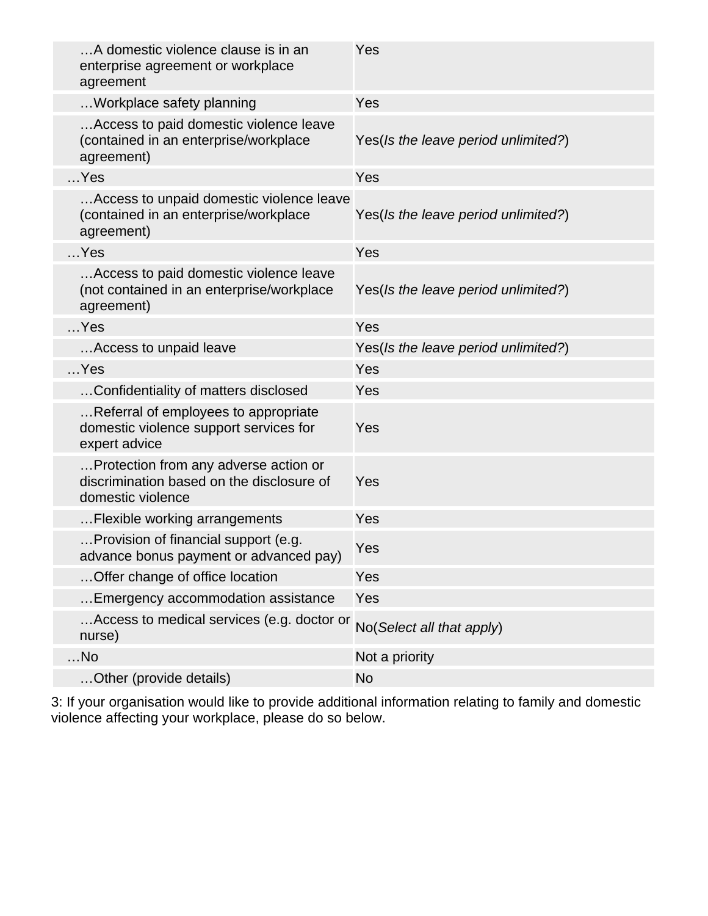| | |
|---|---|
| …A domestic violence clause is in an enterprise agreement or workplace agreement | Yes |
| …Workplace safety planning | Yes |
| …Access to paid domestic violence leave (contained in an enterprise/workplace agreement) | Yes(*Is the leave period unlimited?*) |
| …Yes | Yes |
| …Access to unpaid domestic violence leave (contained in an enterprise/workplace agreement) | Yes(*Is the leave period unlimited?*) |
| …Yes | Yes |
| …Access to paid domestic violence leave (not contained in an enterprise/workplace agreement) | Yes(*Is the leave period unlimited?*) |
| …Yes | Yes |
| …Access to unpaid leave | Yes(*Is the leave period unlimited?*) |
| …Yes | Yes |
| …Confidentiality of matters disclosed | Yes |
| …Referral of employees to appropriate domestic violence support services for expert advice | Yes |
| …Protection from any adverse action or discrimination based on the disclosure of domestic violence | Yes |
| …Flexible working arrangements | Yes |
| …Provision of financial support (e.g. advance bonus payment or advanced pay) | Yes |
| …Offer change of office location | Yes |
| …Emergency accommodation assistance | Yes |
| …Access to medical services (e.g. doctor or nurse) | No(*Select all that apply*) |
| …No | Not a priority |
| …Other (provide details) | No |

3: If your organisation would like to provide additional information relating to family and domestic violence affecting your workplace, please do so below.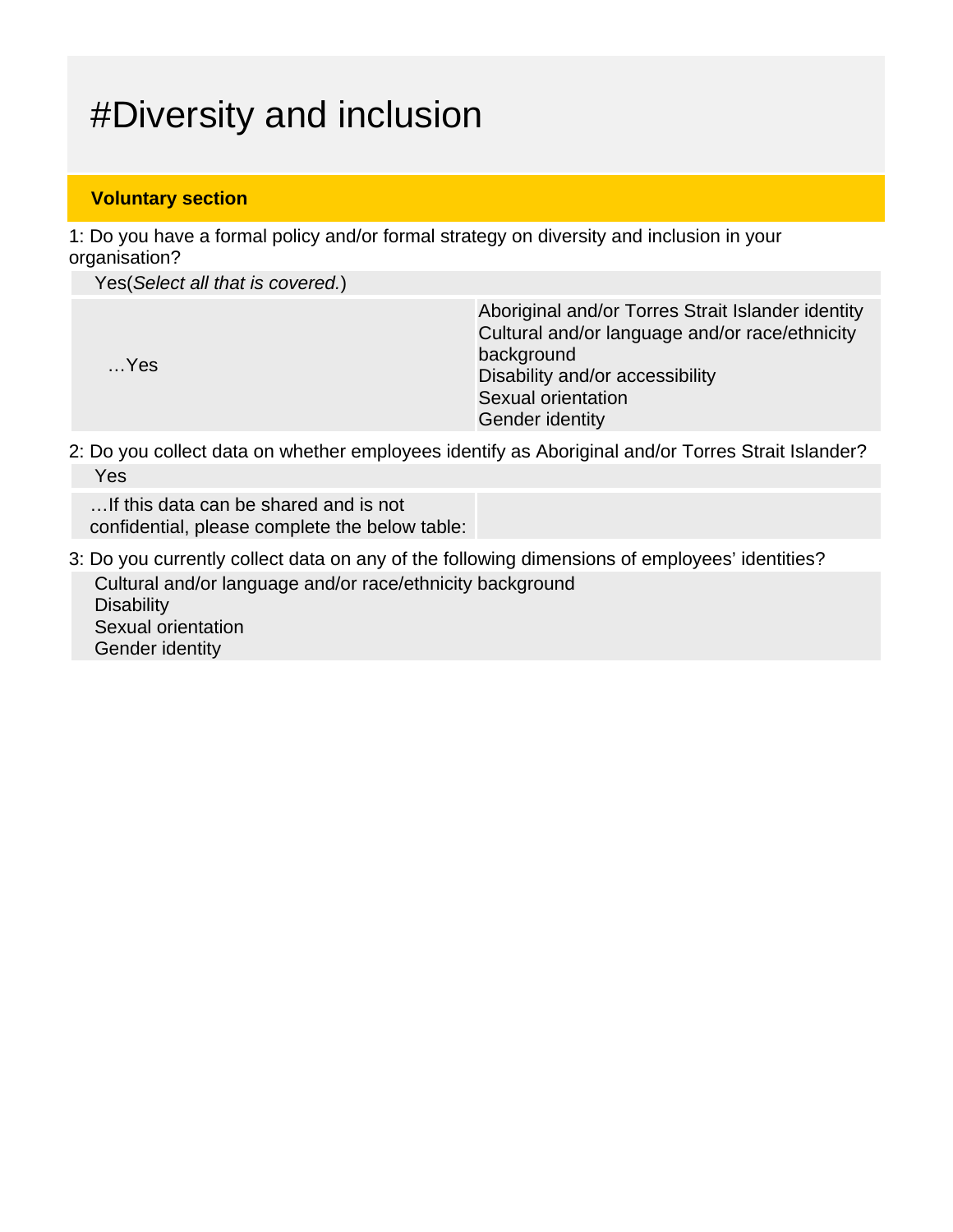# #Diversity and inclusion

**Voluntary section**

1: Do you have a formal policy and/or formal strategy on diversity and inclusion in your organisation?

Yes(*Select all that is covered.*)

| | |
|---|---|
| …Yes | Aboriginal and/or Torres Strait Islander identity<br>Cultural and/or language and/or race/ethnicity background<br>Disability and/or accessibility<br>Sexual orientation<br>Gender identity |

2: Do you collect data on whether employees identify as Aboriginal and/or Torres Strait Islander?

Yes

| | |
|---|---|
| …If this data can be shared and is not confidential, please complete the below table: | |

3: Do you currently collect data on any of the following dimensions of employees' identities?

Cultural and/or language and/or race/ethnicity background
Disability
Sexual orientation
Gender identity